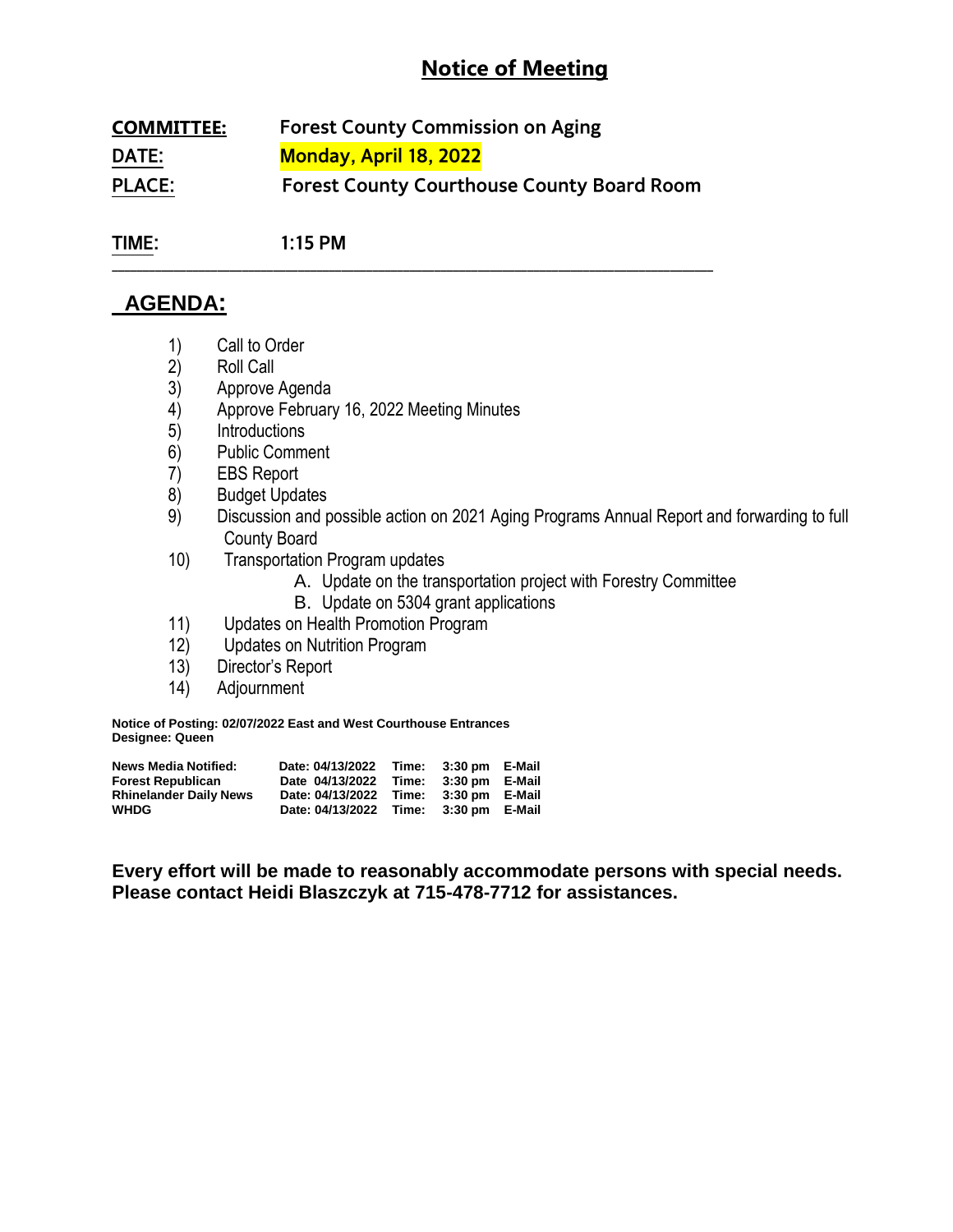# Notice of Meeting

**COMMITTEE:** Forest County Commission on Aging

**DATE:** Monday, April 18, 2022

**PLACE:** Forest County Courthouse County Board Room

**TIME:** 1:15 PM

---

## AGENDA:

1) Call to Order
2) Roll Call
3) Approve Agenda
4) Approve February 16, 2022 Meeting Minutes
5) Introductions
6) Public Comment
7) EBS Report
8) Budget Updates
9) Discussion and possible action on 2021 Aging Programs Annual Report and forwarding to full County Board
10) Transportation Program updates
    A. Update on the transportation project with Forestry Committee
    B. Update on 5304 grant applications
11) Updates on Health Promotion Program
12) Updates on Nutrition Program
13) Director's Report
14) Adjournment

**Notice of Posting: 02/07/2022 East and West Courthouse Entrances**
**Designee: Queen**

| News Media Notified: | Date: 04/13/2022 | Time: | 3:30 pm | E-Mail |
|---|---|---|---|---|
| Forest Republican | Date 04/13/2022 | Time: | 3:30 pm | E-Mail |
| Rhinelander Daily News | Date: 04/13/2022 | Time: | 3:30 pm | E-Mail |
| WHDG | Date: 04/13/2022 | Time: | 3:30 pm | E-Mail |

**Every effort will be made to reasonably accommodate persons with special needs. Please contact Heidi Blaszczyk at 715-478-7712 for assistances.**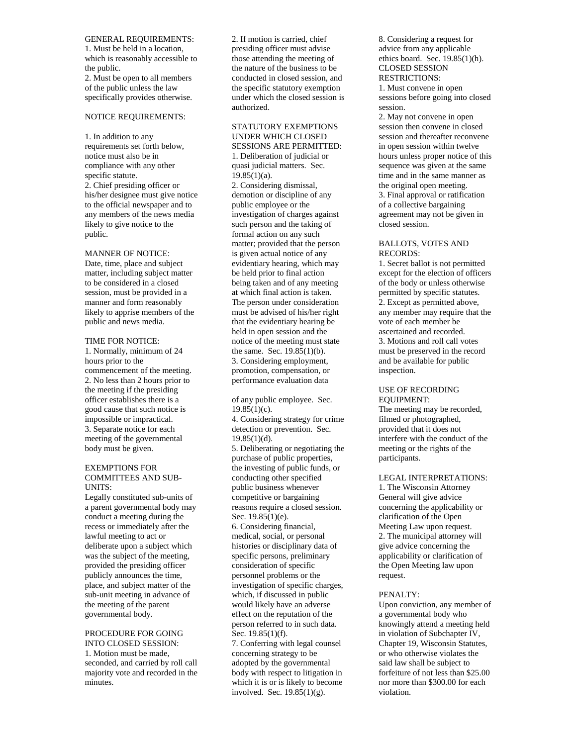GENERAL REQUIREMENTS:

1. Must be held in a location, which is reasonably accessible to the public.
2. Must be open to all members of the public unless the law specifically provides otherwise.

NOTICE REQUIREMENTS:

1. In addition to any requirements set forth below, notice must also be in compliance with any other specific statute.
2. Chief presiding officer or his/her designee must give notice to the official newspaper and to any members of the news media likely to give notice to the public.

MANNER OF NOTICE:

Date, time, place and subject matter, including subject matter to be considered in a closed session, must be provided in a manner and form reasonably likely to apprise members of the public and news media.

TIME FOR NOTICE:

1. Normally, minimum of 24 hours prior to the commencement of the meeting.
2. No less than 2 hours prior to the meeting if the presiding officer establishes there is a good cause that such notice is impossible or impractical.
3. Separate notice for each meeting of the governmental body must be given.

EXEMPTIONS FOR COMMITTEES AND SUB-UNITS:

Legally constituted sub-units of a parent governmental body may conduct a meeting during the recess or immediately after the lawful meeting to act or deliberate upon a subject which was the subject of the meeting, provided the presiding officer publicly announces the time, place, and subject matter of the sub-unit meeting in advance of the meeting of the parent governmental body.

PROCEDURE FOR GOING INTO CLOSED SESSION:

1. Motion must be made, seconded, and carried by roll call majority vote and recorded in the minutes.
2. If motion is carried, chief presiding officer must advise those attending the meeting of the nature of the business to be conducted in closed session, and the specific statutory exemption under which the closed session is authorized.

STATUTORY EXEMPTIONS UNDER WHICH CLOSED SESSIONS ARE PERMITTED:

1. Deliberation of judicial or quasi judicial matters. Sec. 19.85(1)(a).
2. Considering dismissal, demotion or discipline of any public employee or the investigation of charges against such person and the taking of formal action on any such matter; provided that the person is given actual notice of any evidentiary hearing, which may be held prior to final action being taken and of any meeting at which final action is taken. The person under consideration must be advised of his/her right that the evidentiary hearing be held in open session and the notice of the meeting must state the same. Sec. 19.85(1)(b).
3. Considering employment, promotion, compensation, or performance evaluation data of any public employee. Sec. 19.85(1)(c).
4. Considering strategy for crime detection or prevention. Sec. 19.85(1)(d).
5. Deliberating or negotiating the purchase of public properties, the investing of public funds, or conducting other specified public business whenever competitive or bargaining reasons require a closed session. Sec. 19.85(1)(e).
6. Considering financial, medical, social, or personal histories or disciplinary data of specific persons, preliminary consideration of specific personnel problems or the investigation of specific charges, which, if discussed in public would likely have an adverse effect on the reputation of the person referred to in such data. Sec. 19.85(1)(f).
7. Conferring with legal counsel concerning strategy to be adopted by the governmental body with respect to litigation in which it is or is likely to become involved. Sec. 19.85(1)(g).
8. Considering a request for advice from any applicable ethics board. Sec. 19.85(1)(h).

CLOSED SESSION RESTRICTIONS:

1. Must convene in open sessions before going into closed session.
2. May not convene in open session then convene in closed session and thereafter reconvene in open session within twelve hours unless proper notice of this sequence was given at the same time and in the same manner as the original open meeting.
3. Final approval or ratification of a collective bargaining agreement may not be given in closed session.

BALLOTS, VOTES AND RECORDS:

1. Secret ballot is not permitted except for the election of officers of the body or unless otherwise permitted by specific statutes.
2. Except as permitted above, any member may require that the vote of each member be ascertained and recorded.
3. Motions and roll call votes must be preserved in the record and be available for public inspection.

USE OF RECORDING EQUIPMENT:

The meeting may be recorded, filmed or photographed, provided that it does not interfere with the conduct of the meeting or the rights of the participants.

LEGAL INTERPRETATIONS:

1. The Wisconsin Attorney General will give advice concerning the applicability or clarification of the Open Meeting Law upon request.
2. The municipal attorney will give advice concerning the applicability or clarification of the Open Meeting law upon request.

PENALTY:

Upon conviction, any member of a governmental body who knowingly attend a meeting held in violation of Subchapter IV, Chapter 19, Wisconsin Statutes, or who otherwise violates the said law shall be subject to forfeiture of not less than $25.00 nor more than $300.00 for each violation.